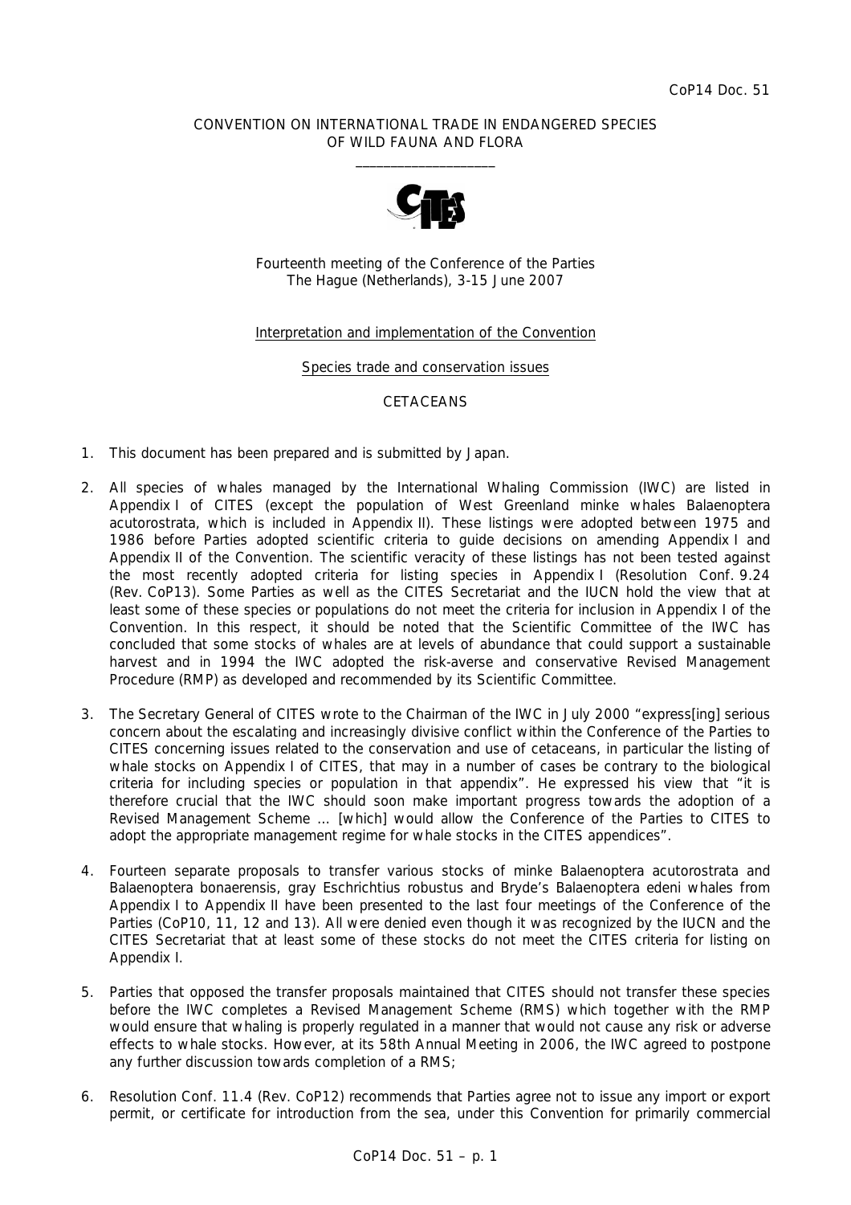CoP14 Doc. 51

CONVENTION ON INTERNATIONAL TRADE IN ENDANGERED SPECIES
OF WILD FAUNA AND FLORA

\_\_\_\_\_\_\_\_\_\_\_\_\_\_\_\_\_\_\_\_

Fourteenth meeting of the Conference of the Parties
The Hague (Netherlands), 3-15 June 2007

Interpretation and implementation of the Convention

Species trade and conservation issues

CETACEANS

1. This document has been prepared and is submitted by Japan.

2. All species of whales managed by the International Whaling Commission (IWC) are listed in Appendix I of CITES (except the population of West Greenland minke whales *Balaenoptera acutorostrata*, which is included in Appendix II). These listings were adopted between 1975 and 1986 before Parties adopted scientific criteria to guide decisions on amending Appendix I and Appendix II of the Convention. The scientific veracity of these listings has not been tested against the most recently adopted criteria for listing species in Appendix I (Resolution Conf. 9.24 (Rev. CoP13). Some Parties as well as the CITES Secretariat and the IUCN hold the view that at least some of these species or populations do not meet the criteria for inclusion in Appendix I of the Convention. In this respect, it should be noted that the Scientific Committee of the IWC has concluded that some stocks of whales are at levels of abundance that could support a sustainable harvest and in 1994 the IWC adopted the risk-averse and conservative Revised Management Procedure (RMP) as developed and recommended by its Scientific Committee.

3. The Secretary General of CITES wrote to the Chairman of the IWC in July 2000 "express[ing] serious concern about the escalating and increasingly divisive conflict within the Conference of the Parties to CITES concerning issues related to the conservation and use of cetaceans, in particular the listing of whale stocks on Appendix I of CITES, that may in a number of cases be contrary to the biological criteria for including species or population in that appendix". He expressed his view that "it is therefore crucial that the IWC should soon make important progress towards the adoption of a Revised Management Scheme … [which] would allow the Conference of the Parties to CITES to adopt the appropriate management regime for whale stocks in the CITES appendices".

4. Fourteen separate proposals to transfer various stocks of minke *Balaenoptera acutorostrata* and *Balaenoptera bonaerensis*, gray *Eschrichtius robustus* and Bryde's *Balaenoptera edeni* whales from Appendix I to Appendix II have been presented to the last four meetings of the Conference of the Parties (CoP10, 11, 12 and 13). All were denied even though it was recognized by the IUCN and the CITES Secretariat that at least some of these stocks do not meet the CITES criteria for listing on Appendix I.

5. Parties that opposed the transfer proposals maintained that CITES should not transfer these species before the IWC completes a Revised Management Scheme (RMS) which together with the RMP would ensure that whaling is properly regulated in a manner that would not cause any risk or adverse effects to whale stocks. However, at its 58th Annual Meeting in 2006, the IWC agreed to postpone any further discussion towards completion of a RMS;

6. Resolution Conf. 11.4 (Rev. CoP12) recommends that Parties agree not to issue any import or export permit, or certificate for introduction from the sea, under this Convention for primarily commercial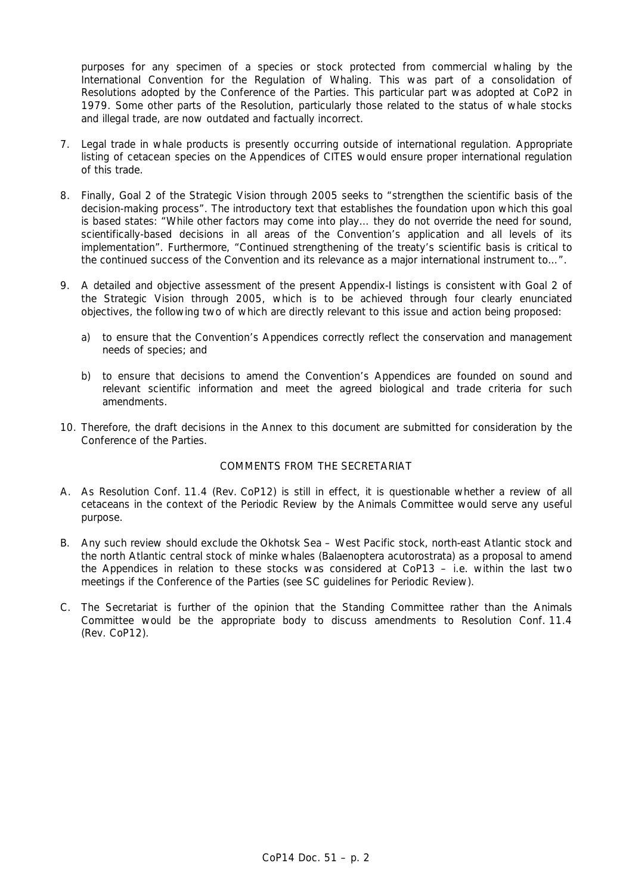purposes for any specimen of a species or stock protected from commercial whaling by the International Convention for the Regulation of Whaling. This was part of a consolidation of Resolutions adopted by the Conference of the Parties. This particular part was adopted at CoP2 in 1979. Some other parts of the Resolution, particularly those related to the status of whale stocks and illegal trade, are now outdated and factually incorrect.

7. Legal trade in whale products is presently occurring outside of international regulation. Appropriate listing of cetacean species on the Appendices of CITES would ensure proper international regulation of this trade.

8. Finally, Goal 2 of the Strategic Vision through 2005 seeks to "strengthen the scientific basis of the decision-making process". The introductory text that establishes the foundation upon which this goal is based states: "While other factors may come into play… they do not override the need for sound, scientifically-based decisions in all areas of the Convention's application and all levels of its implementation". Furthermore, "Continued strengthening of the treaty's scientific basis is critical to the continued success of the Convention and its relevance as a major international instrument to…".

9. A detailed and objective assessment of the present Appendix-I listings is consistent with Goal 2 of the Strategic Vision through 2005, which is to be achieved through four clearly enunciated objectives, the following two of which are directly relevant to this issue and action being proposed:

   a) to ensure that the Convention's Appendices correctly reflect the conservation and management needs of species; and

   b) to ensure that decisions to amend the Convention's Appendices are founded on sound and relevant scientific information and meet the agreed biological and trade criteria for such amendments.

10. Therefore, the draft decisions in the Annex to this document are submitted for consideration by the Conference of the Parties.

## COMMENTS FROM THE SECRETARIAT

A. As Resolution Conf. 11.4 (Rev. CoP12) is still in effect, it is questionable whether a review of all cetaceans in the context of the Periodic Review by the Animals Committee would serve any useful purpose.

B. Any such review should exclude the Okhotsk Sea – West Pacific stock, north-east Atlantic stock and the north Atlantic central stock of minke whales (*Balaenoptera acutorostrata*) as a proposal to amend the Appendices in relation to these stocks was considered at CoP13 – i.e. within the last two meetings if the Conference of the Parties (see SC guidelines for Periodic Review).

C. The Secretariat is further of the opinion that the Standing Committee rather than the Animals Committee would be the appropriate body to discuss amendments to Resolution Conf. 11.4 (Rev. CoP12).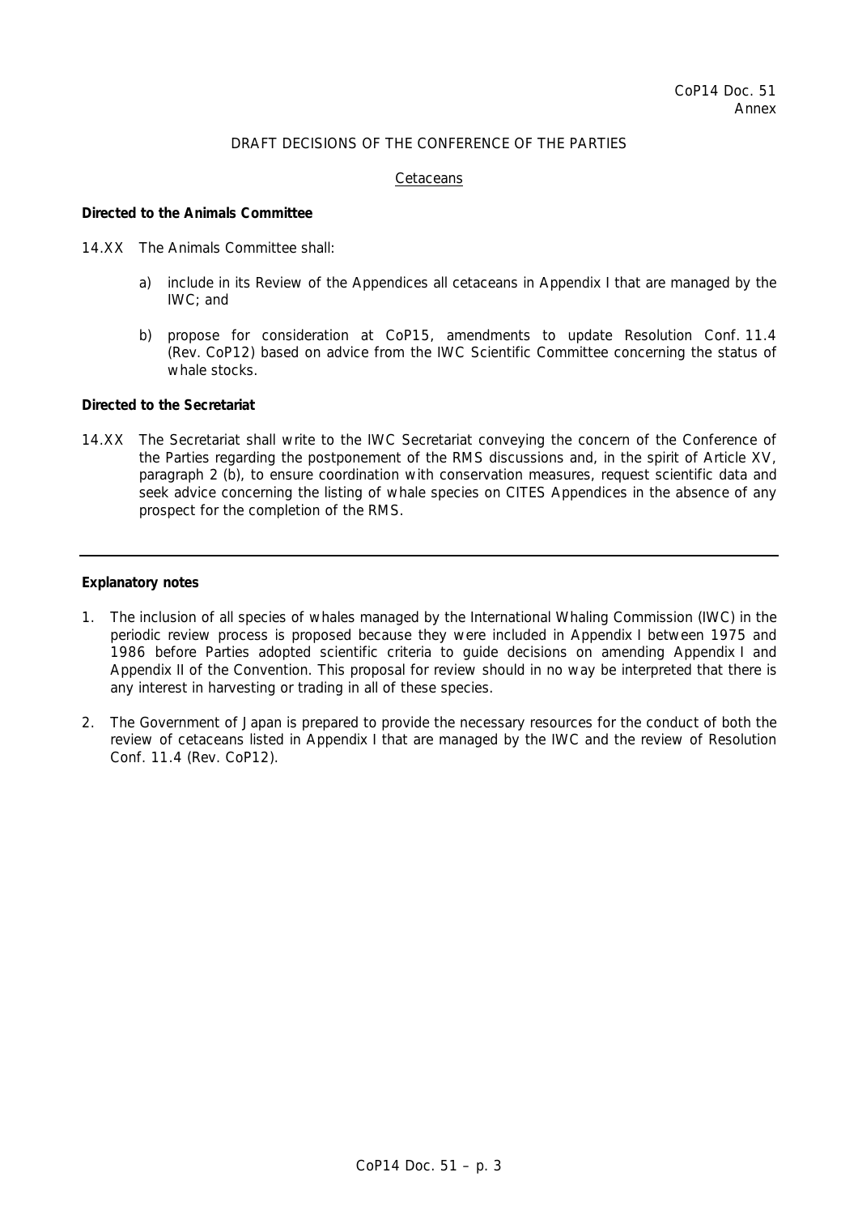CoP14 Doc. 51
Annex

DRAFT DECISIONS OF THE CONFERENCE OF THE PARTIES

Cetaceans

**Directed to the Animals Committee**

14.XX The Animals Committee shall:

a) include in its Review of the Appendices all cetaceans in Appendix I that are managed by the IWC; and

b) propose for consideration at CoP15, amendments to update Resolution Conf. 11.4 (Rev. CoP12) based on advice from the IWC Scientific Committee concerning the status of whale stocks.

**Directed to the Secretariat**

14.XX The Secretariat shall write to the IWC Secretariat conveying the concern of the Conference of the Parties regarding the postponement of the RMS discussions and, in the spirit of Article XV, paragraph 2 (b), to ensure coordination with conservation measures, request scientific data and seek advice concerning the listing of whale species on CITES Appendices in the absence of any prospect for the completion of the RMS.

---

**Explanatory notes**

1. The inclusion of all species of whales managed by the International Whaling Commission (IWC) in the periodic review process is proposed because they were included in Appendix I between 1975 and 1986 before Parties adopted scientific criteria to guide decisions on amending Appendix I and Appendix II of the Convention. This proposal for review should in no way be interpreted that there is any interest in harvesting or trading in all of these species.

2. The Government of Japan is prepared to provide the necessary resources for the conduct of both the review of cetaceans listed in Appendix I that are managed by the IWC and the review of Resolution Conf. 11.4 (Rev. CoP12).